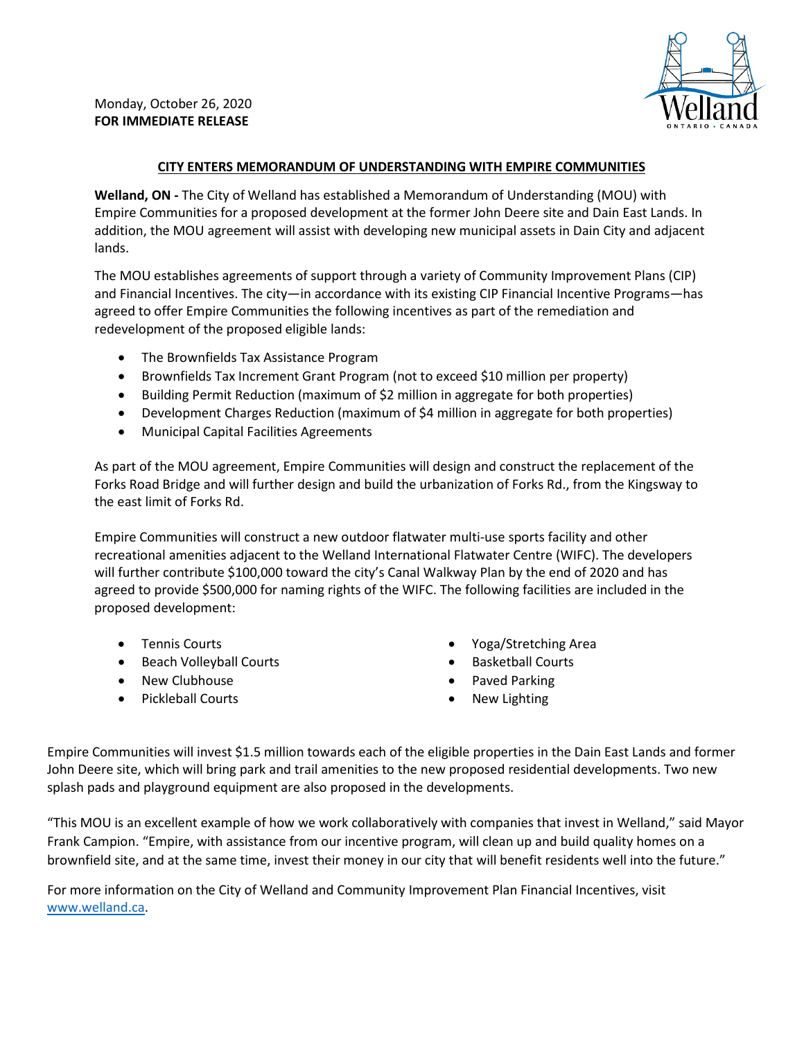Monday, October 26, 2020
**FOR IMMEDIATE RELEASE**

## CITY ENTERS MEMORANDUM OF UNDERSTANDING WITH EMPIRE COMMUNITIES

**Welland, ON -** The City of Welland has established a Memorandum of Understanding (MOU) with Empire Communities for a proposed development at the former John Deere site and Dain East Lands. In addition, the MOU agreement will assist with developing new municipal assets in Dain City and adjacent lands.

The MOU establishes agreements of support through a variety of Community Improvement Plans (CIP) and Financial Incentives. The city—in accordance with its existing CIP Financial Incentive Programs—has agreed to offer Empire Communities the following incentives as part of the remediation and redevelopment of the proposed eligible lands:

- The Brownfields Tax Assistance Program
- Brownfields Tax Increment Grant Program (not to exceed $10 million per property)
- Building Permit Reduction (maximum of $2 million in aggregate for both properties)
- Development Charges Reduction (maximum of $4 million in aggregate for both properties)
- Municipal Capital Facilities Agreements

As part of the MOU agreement, Empire Communities will design and construct the replacement of the Forks Road Bridge and will further design and build the urbanization of Forks Rd., from the Kingsway to the east limit of Forks Rd.

Empire Communities will construct a new outdoor flatwater multi-use sports facility and other recreational amenities adjacent to the Welland International Flatwater Centre (WIFC). The developers will further contribute $100,000 toward the city's Canal Walkway Plan by the end of 2020 and has agreed to provide $500,000 for naming rights of the WIFC. The following facilities are included in the proposed development:

- Tennis Courts
- Beach Volleyball Courts
- New Clubhouse
- Pickleball Courts
- Yoga/Stretching Area
- Basketball Courts
- Paved Parking
- New Lighting

Empire Communities will invest $1.5 million towards each of the eligible properties in the Dain East Lands and former John Deere site, which will bring park and trail amenities to the new proposed residential developments. Two new splash pads and playground equipment are also proposed in the developments.

"This MOU is an excellent example of how we work collaboratively with companies that invest in Welland," said Mayor Frank Campion. "Empire, with assistance from our incentive program, will clean up and build quality homes on a brownfield site, and at the same time, invest their money in our city that will benefit residents well into the future."

For more information on the City of Welland and Community Improvement Plan Financial Incentives, visit [www.welland.ca](http://www.welland.ca).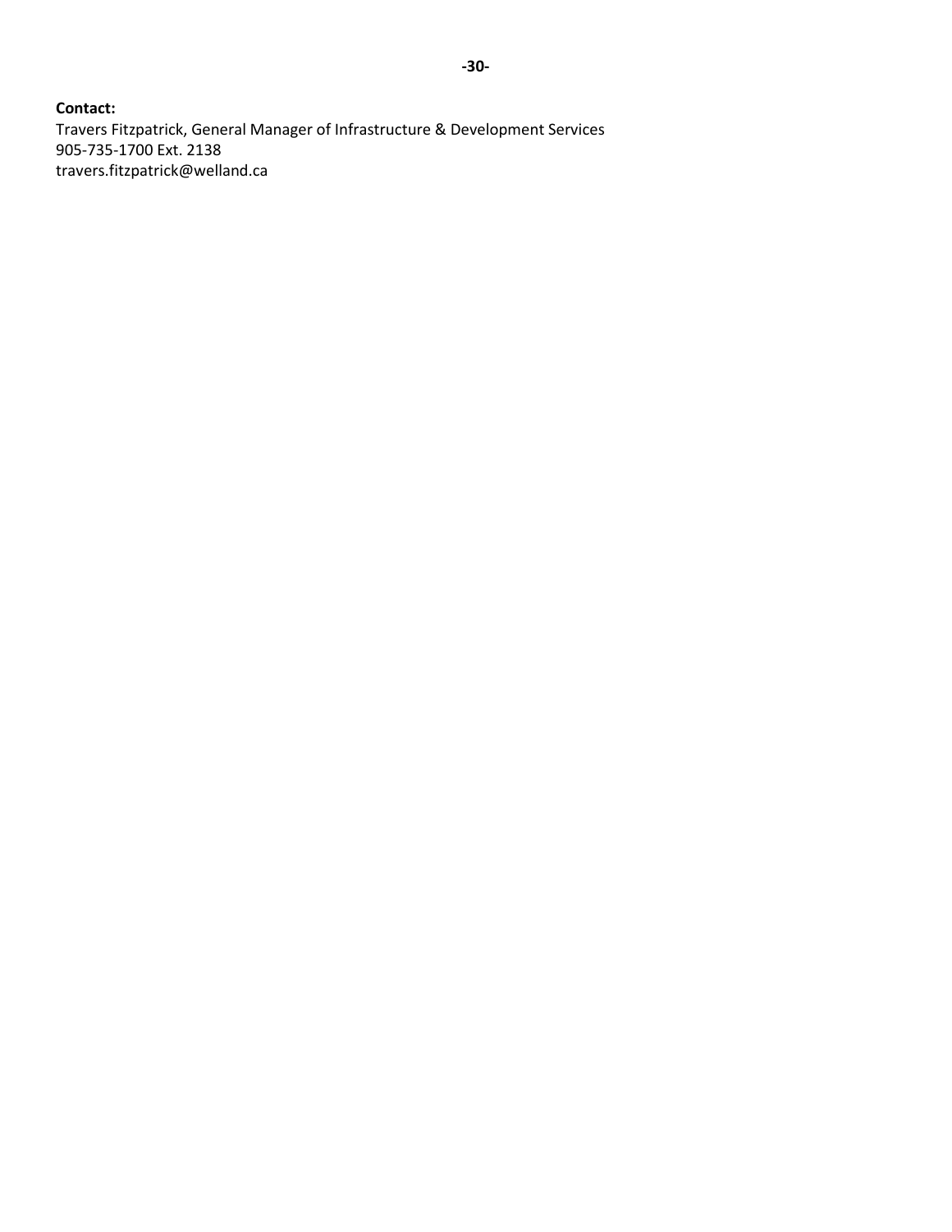**-30-**

**Contact:**
Travers Fitzpatrick, General Manager of Infrastructure & Development Services
905-735-1700 Ext. 2138
travers.fitzpatrick@welland.ca